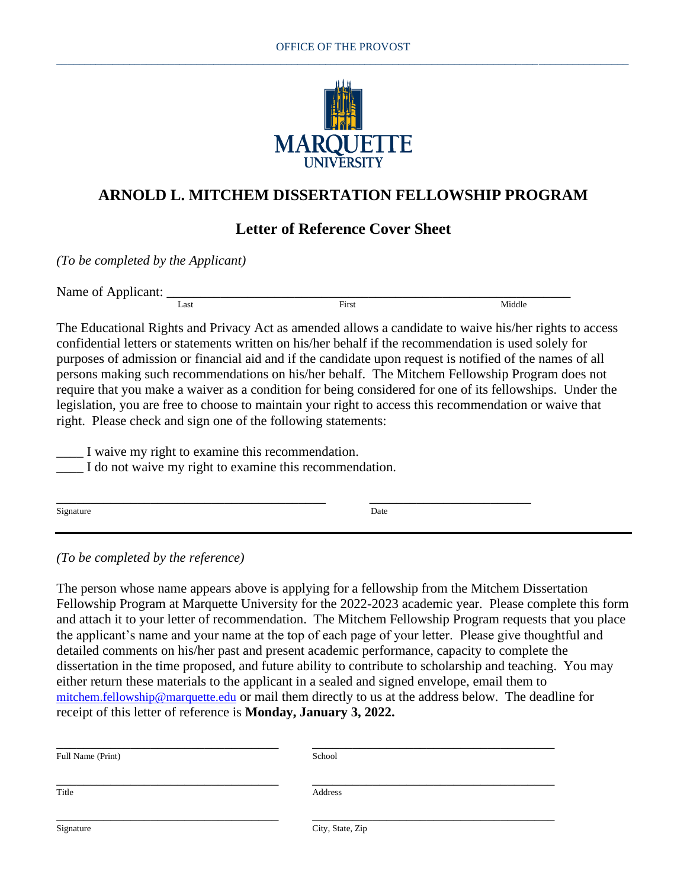OFFICE OF THE PROVOST

MARQUETTE UNIVERSITY

# ARNOLD L. MITCHEM DISSERTATION FELLOWSHIP PROGRAM

## Letter of Reference Cover Sheet

*(To be completed by the Applicant)*

Name of Applicant: ____________________________________________________________
Last First Middle

The Educational Rights and Privacy Act as amended allows a candidate to waive his/her rights to access confidential letters or statements written on his/her behalf if the recommendation is used solely for purposes of admission or financial aid and if the candidate upon request is notified of the names of all persons making such recommendations on his/her behalf. The Mitchem Fellowship Program does not require that you make a waiver as a condition for being considered for one of its fellowships. Under the legislation, you are free to choose to maintain your right to access this recommendation or waive that right. Please check and sign one of the following statements:

____ I waive my right to examine this recommendation.
____ I do not waive my right to examine this recommendation.

__________________________________________ __________________________
Signature Date

---

*(To be completed by the reference)*

The person whose name appears above is applying for a fellowship from the Mitchem Dissertation Fellowship Program at Marquette University for the 2022-2023 academic year. Please complete this form and attach it to your letter of recommendation. The Mitchem Fellowship Program requests that you place the applicant's name and your name at the top of each page of your letter. Please give thoughtful and detailed comments on his/her past and present academic performance, capacity to complete the dissertation in the time proposed, and future ability to contribute to scholarship and teaching. You may either return these materials to the applicant in a sealed and signed envelope, email them to mitchem.fellowship@marquette.edu or mail them directly to us at the address below. The deadline for receipt of this letter of reference is **Monday, January 3, 2022.**

____________________________________ ______________________________________
Full Name (Print) School

____________________________________ ______________________________________
Title Address

____________________________________ ______________________________________
Signature City, State, Zip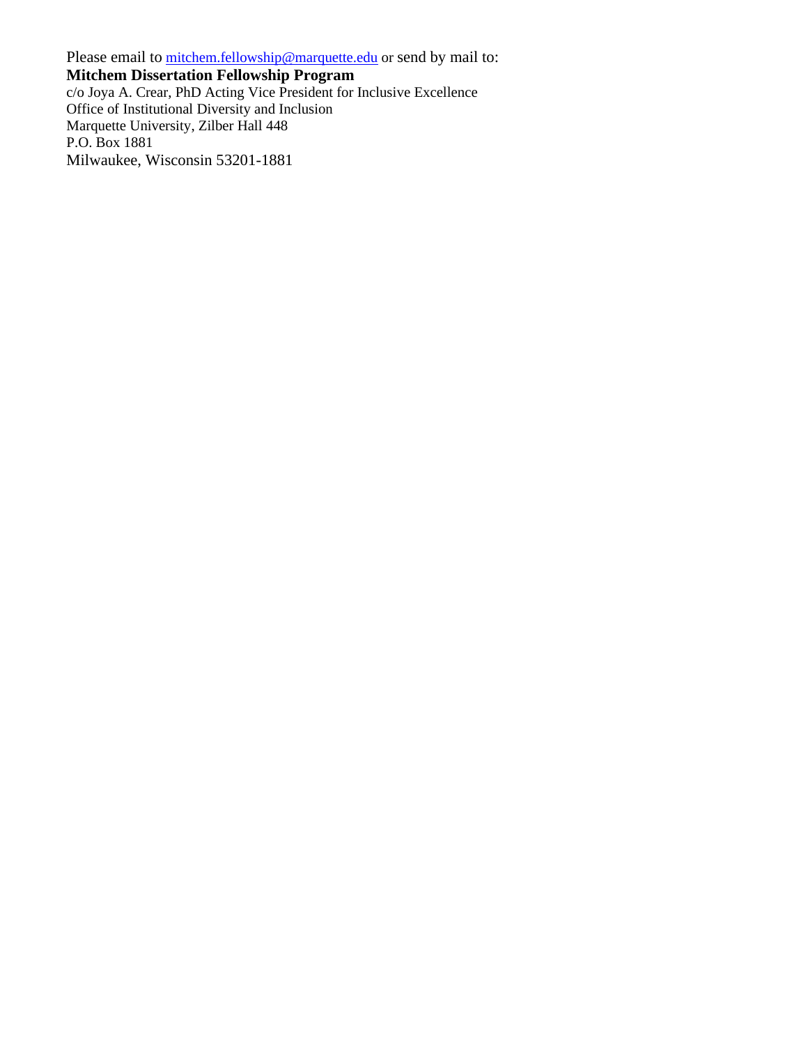Please email to [mitchem.fellowship@marquette.edu](mailto:mitchem.fellowship@marquette.edu) or send by mail to:

**Mitchem Dissertation Fellowship Program**
c/o Joya A. Crear, PhD Acting Vice President for Inclusive Excellence
Office of Institutional Diversity and Inclusion
Marquette University, Zilber Hall 448
P.O. Box 1881
Milwaukee, Wisconsin 53201-1881